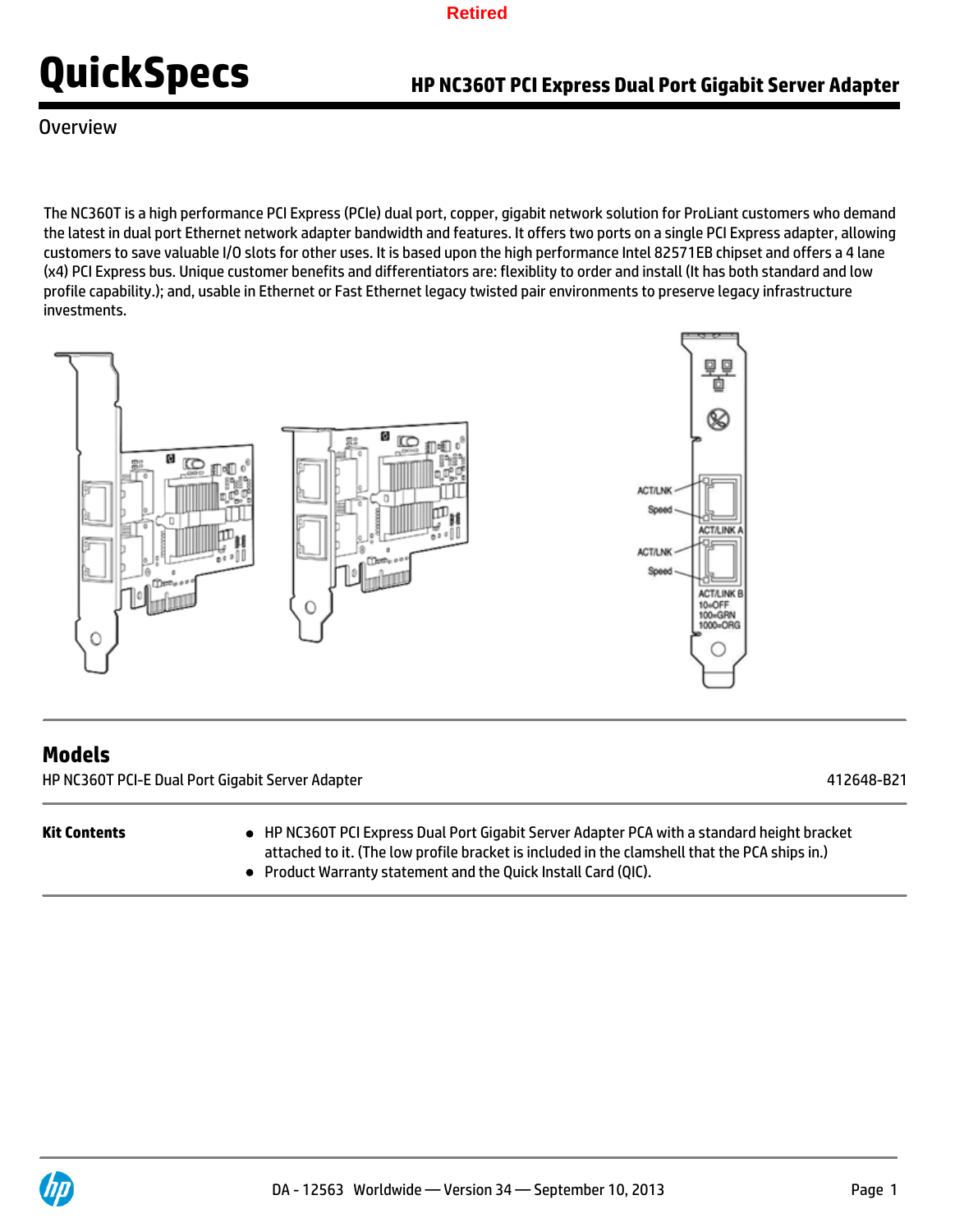Retired

# QuickSpecs

## HP NC360T PCI Express Dual Port Gigabit Server Adapter

Overview

The NC360T is a high performance PCI Express (PCIe) dual port, copper, gigabit network solution for ProLiant customers who demand the latest in dual port Ethernet network adapter bandwidth and features. It offers two ports on a single PCI Express adapter, allowing customers to save valuable I/O slots for other uses. It is based upon the high performance Intel 82571EB chipset and offers a 4 lane (x4) PCI Express bus. Unique customer benefits and differentiators are: flexiblity to order and install (It has both standard and low profile capability.); and, usable in Ethernet or Fast Ethernet legacy twisted pair environments to preserve legacy infrastructure investments.

ACT/LNK
Speed
ACT/LINK A
ACT/LNK
Speed
ACT/LINK B
10=OFF
100=GRN
1000=ORG

## Models

| HP NC360T PCI-E Dual Port Gigabit Server Adapter | 412648-B21 |
| --- | --- |

**Kit Contents**

- HP NC360T PCI Express Dual Port Gigabit Server Adapter PCA with a standard height bracket attached to it. (The low profile bracket is included in the clamshell that the PCA ships in.)
- Product Warranty statement and the Quick Install Card (QIC).

DA - 12563 Worldwide — Version 34 — September 10, 2013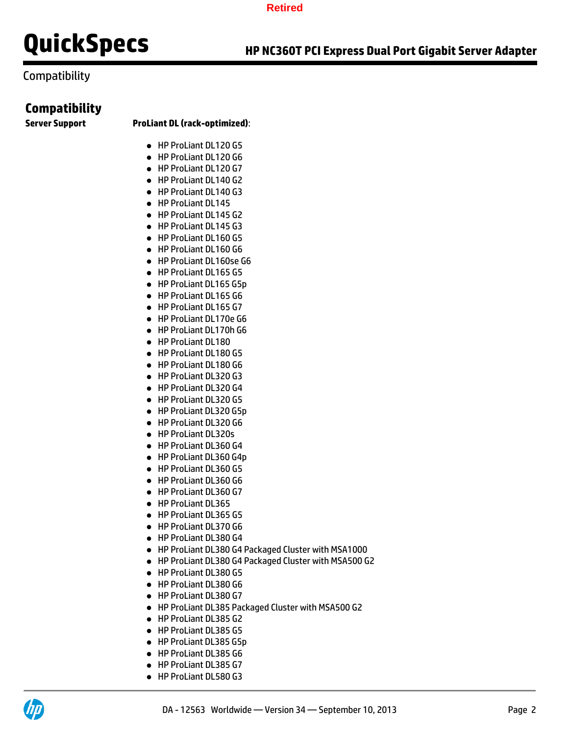## Compatibility

### Compatibility

**Server Support**

**ProLiant DL (rack-optimized)**:

- HP ProLiant DL120 G5
- HP ProLiant DL120 G6
- HP ProLiant DL120 G7
- HP ProLiant DL140 G2
- HP ProLiant DL140 G3
- HP ProLiant DL145
- HP ProLiant DL145 G2
- HP ProLiant DL145 G3
- HP ProLiant DL160 G5
- HP ProLiant DL160 G6
- HP ProLiant DL160se G6
- HP ProLiant DL165 G5
- HP ProLiant DL165 G5p
- HP ProLiant DL165 G6
- HP ProLiant DL165 G7
- HP ProLiant DL170e G6
- HP ProLiant DL170h G6
- HP ProLiant DL180
- HP ProLiant DL180 G5
- HP ProLiant DL180 G6
- HP ProLiant DL320 G3
- HP ProLiant DL320 G4
- HP ProLiant DL320 G5
- HP ProLiant DL320 G5p
- HP ProLiant DL320 G6
- HP ProLiant DL320s
- HP ProLiant DL360 G4
- HP ProLiant DL360 G4p
- HP ProLiant DL360 G5
- HP ProLiant DL360 G6
- HP ProLiant DL360 G7
- HP ProLiant DL365
- HP ProLiant DL365 G5
- HP ProLiant DL370 G6
- HP ProLiant DL380 G4
- HP ProLiant DL380 G4 Packaged Cluster with MSA1000
- HP ProLiant DL380 G4 Packaged Cluster with MSA500 G2
- HP ProLiant DL380 G5
- HP ProLiant DL380 G6
- HP ProLiant DL380 G7
- HP ProLiant DL385 Packaged Cluster with MSA500 G2
- HP ProLiant DL385 G2
- HP ProLiant DL385 G5
- HP ProLiant DL385 G5p
- HP ProLiant DL385 G6
- HP ProLiant DL385 G7
- HP ProLiant DL580 G3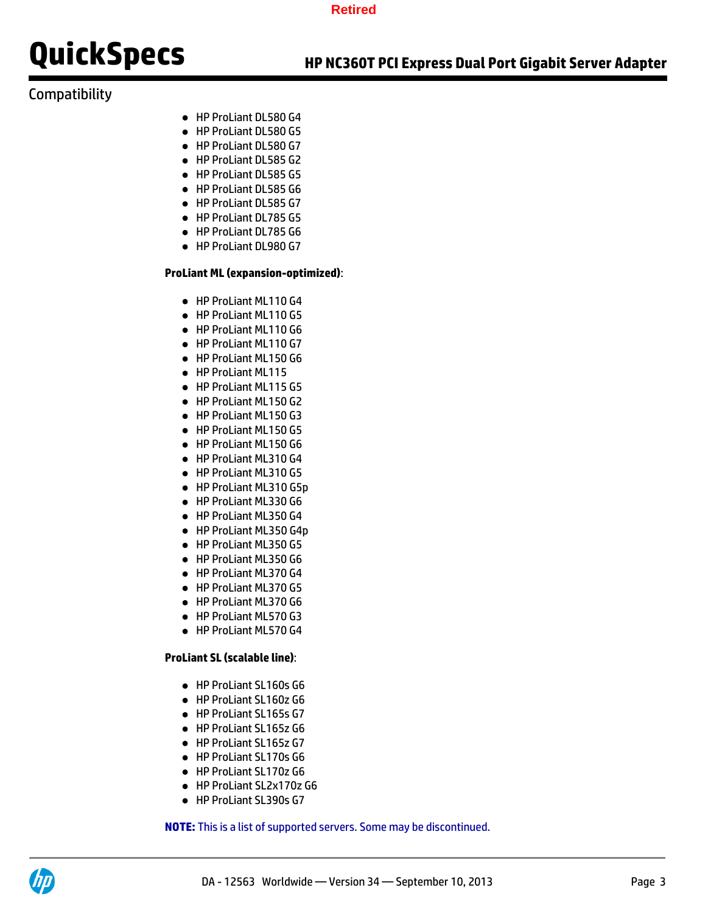Compatibility

- HP ProLiant DL580 G4
- HP ProLiant DL580 G5
- HP ProLiant DL580 G7
- HP ProLiant DL585 G2
- HP ProLiant DL585 G5
- HP ProLiant DL585 G6
- HP ProLiant DL585 G7
- HP ProLiant DL785 G5
- HP ProLiant DL785 G6
- HP ProLiant DL980 G7

**ProLiant ML (expansion-optimized)**:

- HP ProLiant ML110 G4
- HP ProLiant ML110 G5
- HP ProLiant ML110 G6
- HP ProLiant ML110 G7
- HP ProLiant ML150 G6
- HP ProLiant ML115
- HP ProLiant ML115 G5
- HP ProLiant ML150 G2
- HP ProLiant ML150 G3
- HP ProLiant ML150 G5
- HP ProLiant ML150 G6
- HP ProLiant ML310 G4
- HP ProLiant ML310 G5
- HP ProLiant ML310 G5p
- HP ProLiant ML330 G6
- HP ProLiant ML350 G4
- HP ProLiant ML350 G4p
- HP ProLiant ML350 G5
- HP ProLiant ML350 G6
- HP ProLiant ML370 G4
- HP ProLiant ML370 G5
- HP ProLiant ML370 G6
- HP ProLiant ML570 G3
- HP ProLiant ML570 G4

**ProLiant SL (scalable line)**:

- HP ProLiant SL160s G6
- HP ProLiant SL160z G6
- HP ProLiant SL165s G7
- HP ProLiant SL165z G6
- HP ProLiant SL165z G7
- HP ProLiant SL170s G6
- HP ProLiant SL170z G6
- HP ProLiant SL2x170z G6
- HP ProLiant SL390s G7

**NOTE:** This is a list of supported servers. Some may be discontinued.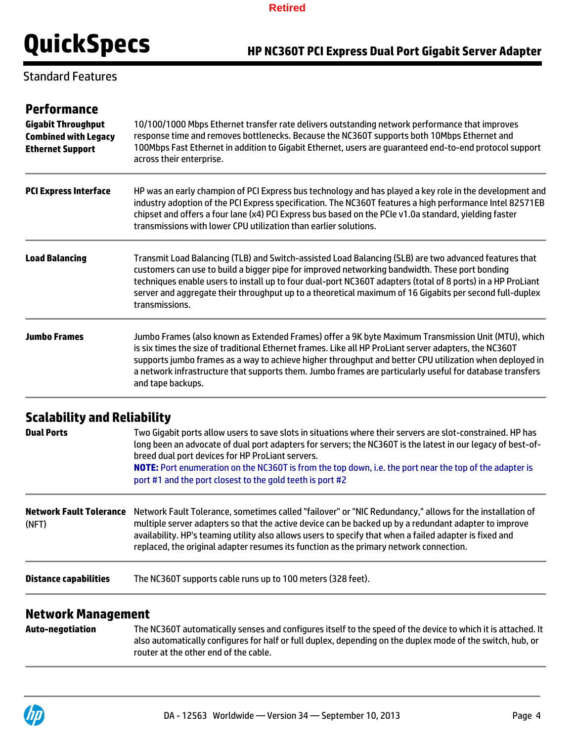## Standard Features

### Performance

**Gigabit Throughput Combined with Legacy Ethernet Support**

10/100/1000 Mbps Ethernet transfer rate delivers outstanding network performance that improves response time and removes bottlenecks. Because the NC360T supports both 10Mbps Ethernet and 100Mbps Fast Ethernet in addition to Gigabit Ethernet, users are guaranteed end-to-end protocol support across their enterprise.

**PCI Express Interface**

HP was an early champion of PCI Express bus technology and has played a key role in the development and industry adoption of the PCI Express specification. The NC360T features a high performance Intel 82571EB chipset and offers a four lane (x4) PCI Express bus based on the PCIe v1.0a standard, yielding faster transmissions with lower CPU utilization than earlier solutions.

**Load Balancing**

Transmit Load Balancing (TLB) and Switch-assisted Load Balancing (SLB) are two advanced features that customers can use to build a bigger pipe for improved networking bandwidth. These port bonding techniques enable users to install up to four dual-port NC360T adapters (total of 8 ports) in a HP ProLiant server and aggregate their throughput up to a theoretical maximum of 16 Gigabits per second full-duplex transmissions.

**Jumbo Frames**

Jumbo Frames (also known as Extended Frames) offer a 9K byte Maximum Transmission Unit (MTU), which is six times the size of traditional Ethernet frames. Like all HP ProLiant server adapters, the NC360T supports jumbo frames as a way to achieve higher throughput and better CPU utilization when deployed in a network infrastructure that supports them. Jumbo frames are particularly useful for database transfers and tape backups.

### Scalability and Reliability

**Dual Ports**

Two Gigabit ports allow users to save slots in situations where their servers are slot-constrained. HP has long been an advocate of dual port adapters for servers; the NC360T is the latest in our legacy of best-of-breed dual port devices for HP ProLiant servers.

**NOTE:** Port enumeration on the NC360T is from the top down, i.e. the port near the top of the adapter is port #1 and the port closest to the gold teeth is port #2

**Network Fault Tolerance** (NFT)

Network Fault Tolerance, sometimes called "failover" or "NIC Redundancy," allows for the installation of multiple server adapters so that the active device can be backed up by a redundant adapter to improve availability. HP's teaming utility also allows users to specify that when a failed adapter is fixed and replaced, the original adapter resumes its function as the primary network connection.

**Distance capabilities**

The NC360T supports cable runs up to 100 meters (328 feet).

### Network Management

**Auto-negotiation**

The NC360T automatically senses and configures itself to the speed of the device to which it is attached. It also automatically configures for half or full duplex, depending on the duplex mode of the switch, hub, or router at the other end of the cable.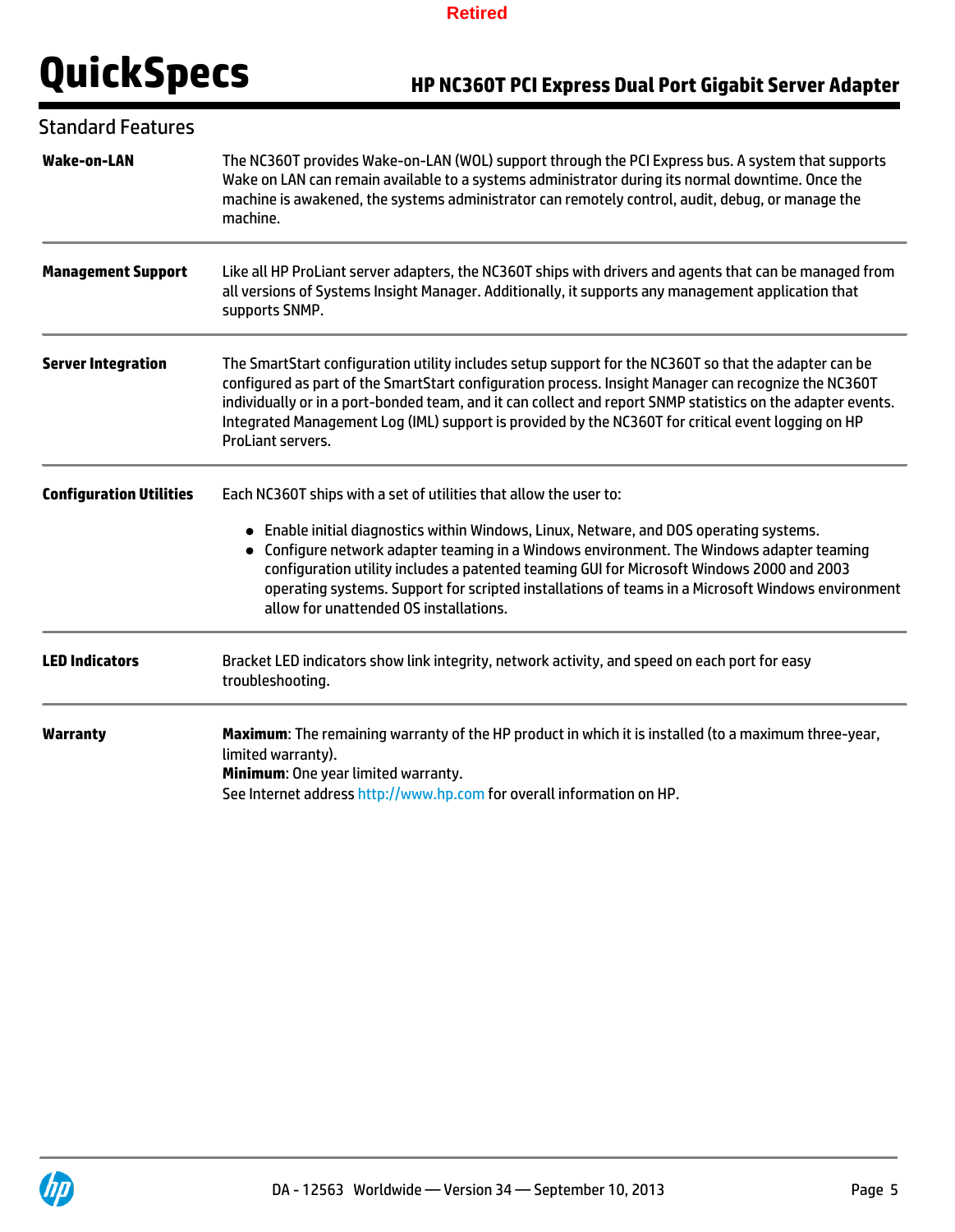## Standard Features

**Wake-on-LAN**

The NC360T provides Wake-on-LAN (WOL) support through the PCI Express bus. A system that supports Wake on LAN can remain available to a systems administrator during its normal downtime. Once the machine is awakened, the systems administrator can remotely control, audit, debug, or manage the machine.

**Management Support**

Like all HP ProLiant server adapters, the NC360T ships with drivers and agents that can be managed from all versions of Systems Insight Manager. Additionally, it supports any management application that supports SNMP.

**Server Integration**

The SmartStart configuration utility includes setup support for the NC360T so that the adapter can be configured as part of the SmartStart configuration process. Insight Manager can recognize the NC360T individually or in a port-bonded team, and it can collect and report SNMP statistics on the adapter events. Integrated Management Log (IML) support is provided by the NC360T for critical event logging on HP ProLiant servers.

**Configuration Utilities**

Each NC360T ships with a set of utilities that allow the user to:

- Enable initial diagnostics within Windows, Linux, Netware, and DOS operating systems.
- Configure network adapter teaming in a Windows environment. The Windows adapter teaming configuration utility includes a patented teaming GUI for Microsoft Windows 2000 and 2003 operating systems. Support for scripted installations of teams in a Microsoft Windows environment allow for unattended OS installations.

**LED Indicators**

Bracket LED indicators show link integrity, network activity, and speed on each port for easy troubleshooting.

**Warranty**

**Maximum**: The remaining warranty of the HP product in which it is installed (to a maximum three-year, limited warranty).
**Minimum**: One year limited warranty.
See Internet address http://www.hp.com for overall information on HP.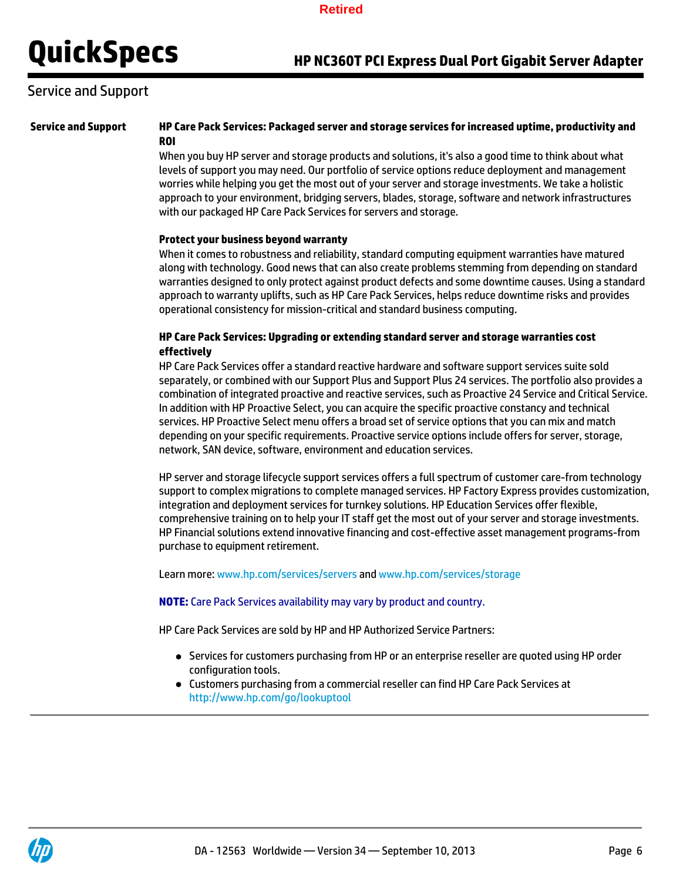## Service and Support

**Service and Support**

**HP Care Pack Services: Packaged server and storage services for increased uptime, productivity and ROI**

When you buy HP server and storage products and solutions, it's also a good time to think about what levels of support you may need. Our portfolio of service options reduce deployment and management worries while helping you get the most out of your server and storage investments. We take a holistic approach to your environment, bridging servers, blades, storage, software and network infrastructures with our packaged HP Care Pack Services for servers and storage.

**Protect your business beyond warranty**

When it comes to robustness and reliability, standard computing equipment warranties have matured along with technology. Good news that can also create problems stemming from depending on standard warranties designed to only protect against product defects and some downtime causes. Using a standard approach to warranty uplifts, such as HP Care Pack Services, helps reduce downtime risks and provides operational consistency for mission-critical and standard business computing.

**HP Care Pack Services: Upgrading or extending standard server and storage warranties cost effectively**

HP Care Pack Services offer a standard reactive hardware and software support services suite sold separately, or combined with our Support Plus and Support Plus 24 services. The portfolio also provides a combination of integrated proactive and reactive services, such as Proactive 24 Service and Critical Service. In addition with HP Proactive Select, you can acquire the specific proactive constancy and technical services. HP Proactive Select menu offers a broad set of service options that you can mix and match depending on your specific requirements. Proactive service options include offers for server, storage, network, SAN device, software, environment and education services.

HP server and storage lifecycle support services offers a full spectrum of customer care-from technology support to complex migrations to complete managed services. HP Factory Express provides customization, integration and deployment services for turnkey solutions. HP Education Services offer flexible, comprehensive training on to help your IT staff get the most out of your server and storage investments. HP Financial solutions extend innovative financing and cost-effective asset management programs-from purchase to equipment retirement.

Learn more: www.hp.com/services/servers and www.hp.com/services/storage

**NOTE:** Care Pack Services availability may vary by product and country.

HP Care Pack Services are sold by HP and HP Authorized Service Partners:

- Services for customers purchasing from HP or an enterprise reseller are quoted using HP order configuration tools.
- Customers purchasing from a commercial reseller can find HP Care Pack Services at http://www.hp.com/go/lookuptool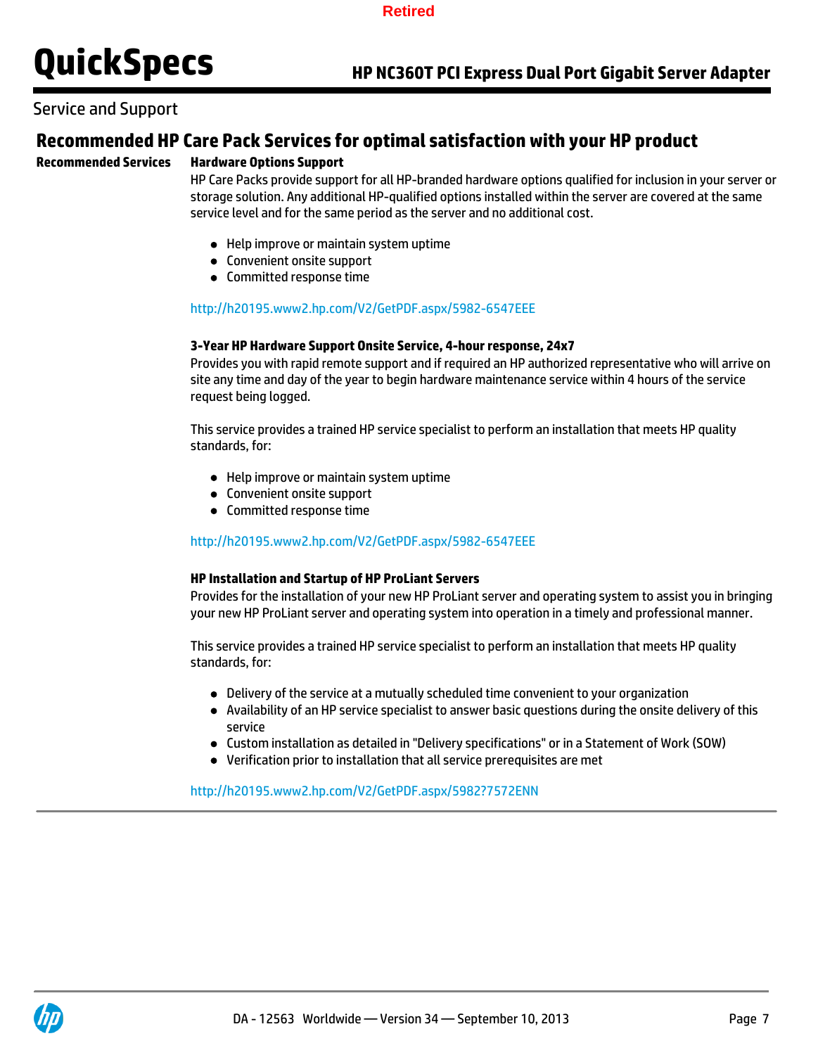## Service and Support

# Recommended HP Care Pack Services for optimal satisfaction with your HP product

**Recommended Services**

**Hardware Options Support**

HP Care Packs provide support for all HP-branded hardware options qualified for inclusion in your server or storage solution. Any additional HP-qualified options installed within the server are covered at the same service level and for the same period as the server and no additional cost.

- Help improve or maintain system uptime
- Convenient onsite support
- Committed response time

http://h20195.www2.hp.com/V2/GetPDF.aspx/5982-6547EEE

**3-Year HP Hardware Support Onsite Service, 4-hour response, 24x7**

Provides you with rapid remote support and if required an HP authorized representative who will arrive on site any time and day of the year to begin hardware maintenance service within 4 hours of the service request being logged.

This service provides a trained HP service specialist to perform an installation that meets HP quality standards, for:

- Help improve or maintain system uptime
- Convenient onsite support
- Committed response time

http://h20195.www2.hp.com/V2/GetPDF.aspx/5982-6547EEE

**HP Installation and Startup of HP ProLiant Servers**

Provides for the installation of your new HP ProLiant server and operating system to assist you in bringing your new HP ProLiant server and operating system into operation in a timely and professional manner.

This service provides a trained HP service specialist to perform an installation that meets HP quality standards, for:

- Delivery of the service at a mutually scheduled time convenient to your organization
- Availability of an HP service specialist to answer basic questions during the onsite delivery of this service
- Custom installation as detailed in "Delivery specifications" or in a Statement of Work (SOW)
- Verification prior to installation that all service prerequisites are met

http://h20195.www2.hp.com/V2/GetPDF.aspx/5982?7572ENN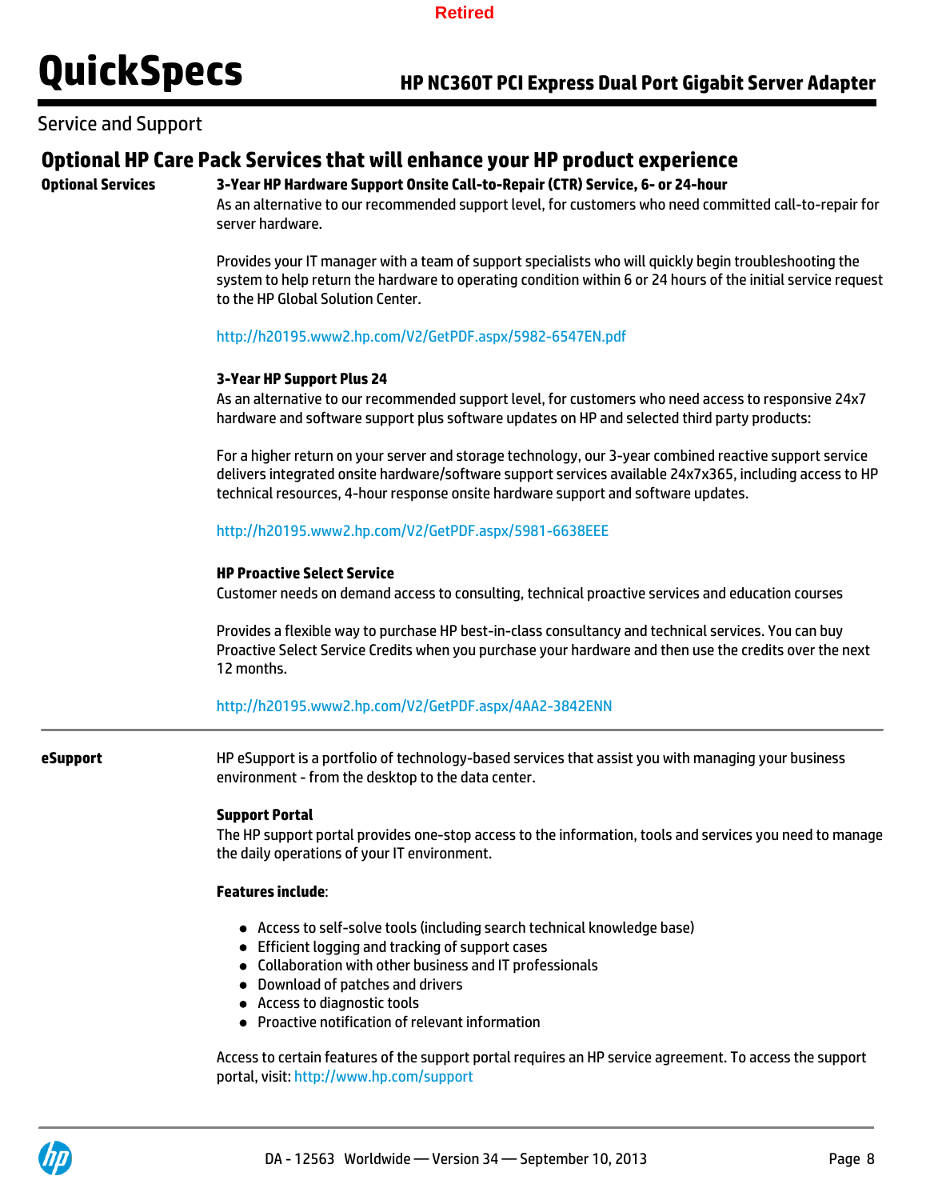## Service and Support

### Optional HP Care Pack Services that will enhance your HP product experience

**Optional Services**

**3-Year HP Hardware Support Onsite Call-to-Repair (CTR) Service, 6- or 24-hour**

As an alternative to our recommended support level, for customers who need committed call-to-repair for server hardware.

Provides your IT manager with a team of support specialists who will quickly begin troubleshooting the system to help return the hardware to operating condition within 6 or 24 hours of the initial service request to the HP Global Solution Center.

http://h20195.www2.hp.com/V2/GetPDF.aspx/5982-6547EN.pdf

**3-Year HP Support Plus 24**

As an alternative to our recommended support level, for customers who need access to responsive 24x7 hardware and software support plus software updates on HP and selected third party products:

For a higher return on your server and storage technology, our 3-year combined reactive support service delivers integrated onsite hardware/software support services available 24x7x365, including access to HP technical resources, 4-hour response onsite hardware support and software updates.

http://h20195.www2.hp.com/V2/GetPDF.aspx/5981-6638EEE

**HP Proactive Select Service**

Customer needs on demand access to consulting, technical proactive services and education courses

Provides a flexible way to purchase HP best-in-class consultancy and technical services. You can buy Proactive Select Service Credits when you purchase your hardware and then use the credits over the next 12 months.

http://h20195.www2.hp.com/V2/GetPDF.aspx/4AA2-3842ENN

---

**eSupport**

HP eSupport is a portfolio of technology-based services that assist you with managing your business environment - from the desktop to the data center.

**Support Portal**

The HP support portal provides one-stop access to the information, tools and services you need to manage the daily operations of your IT environment.

**Features include**:

- Access to self-solve tools (including search technical knowledge base)
- Efficient logging and tracking of support cases
- Collaboration with other business and IT professionals
- Download of patches and drivers
- Access to diagnostic tools
- Proactive notification of relevant information

Access to certain features of the support portal requires an HP service agreement. To access the support portal, visit: http://www.hp.com/support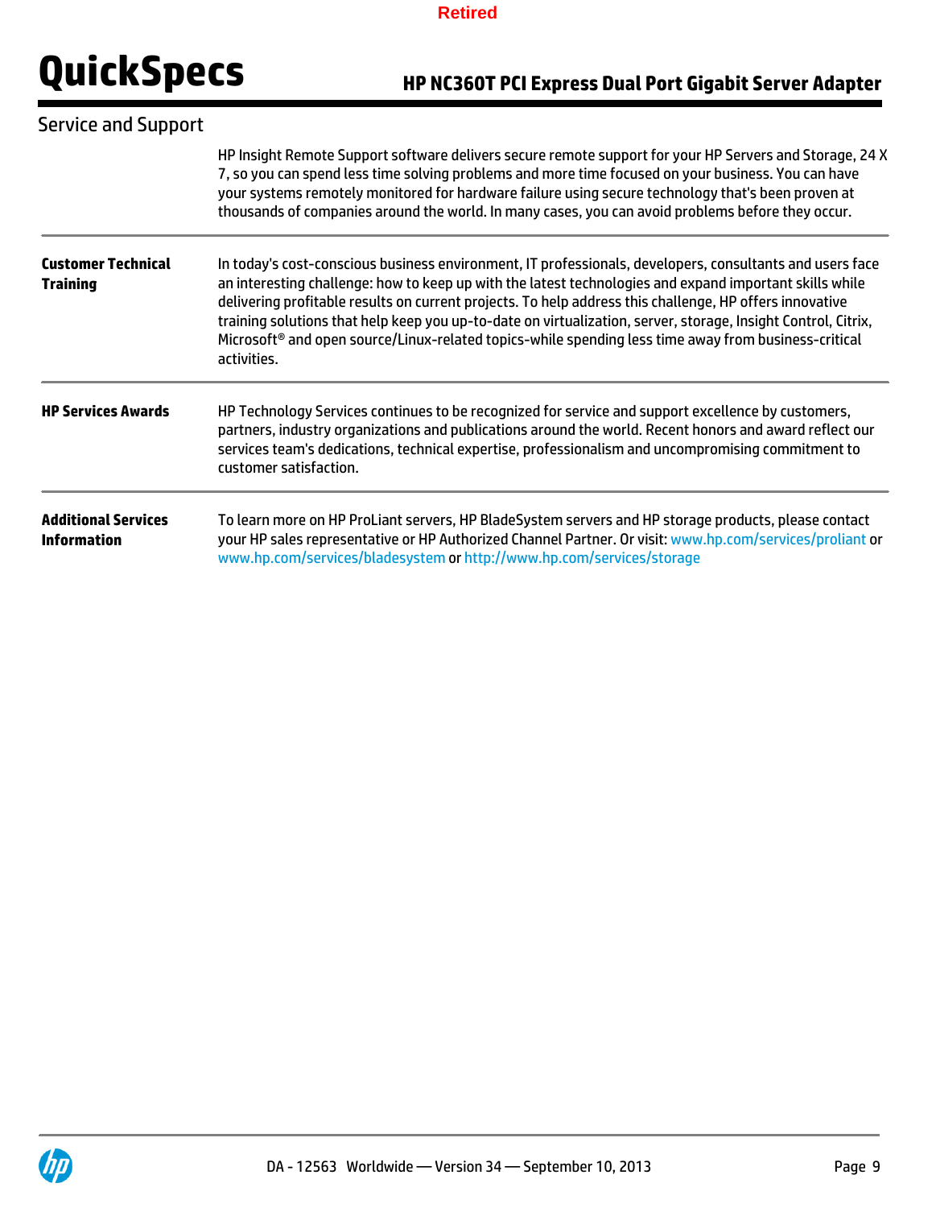## Service and Support

HP Insight Remote Support software delivers secure remote support for your HP Servers and Storage, 24 X 7, so you can spend less time solving problems and more time focused on your business. You can have your systems remotely monitored for hardware failure using secure technology that's been proven at thousands of companies around the world. In many cases, you can avoid problems before they occur.

**Customer Technical Training**

In today's cost-conscious business environment, IT professionals, developers, consultants and users face an interesting challenge: how to keep up with the latest technologies and expand important skills while delivering profitable results on current projects. To help address this challenge, HP offers innovative training solutions that help keep you up-to-date on virtualization, server, storage, Insight Control, Citrix, Microsoft® and open source/Linux-related topics-while spending less time away from business-critical activities.

**HP Services Awards**

HP Technology Services continues to be recognized for service and support excellence by customers, partners, industry organizations and publications around the world. Recent honors and award reflect our services team's dedications, technical expertise, professionalism and uncompromising commitment to customer satisfaction.

**Additional Services Information**

To learn more on HP ProLiant servers, HP BladeSystem servers and HP storage products, please contact your HP sales representative or HP Authorized Channel Partner. Or visit: www.hp.com/services/proliant or www.hp.com/services/bladesystem or http://www.hp.com/services/storage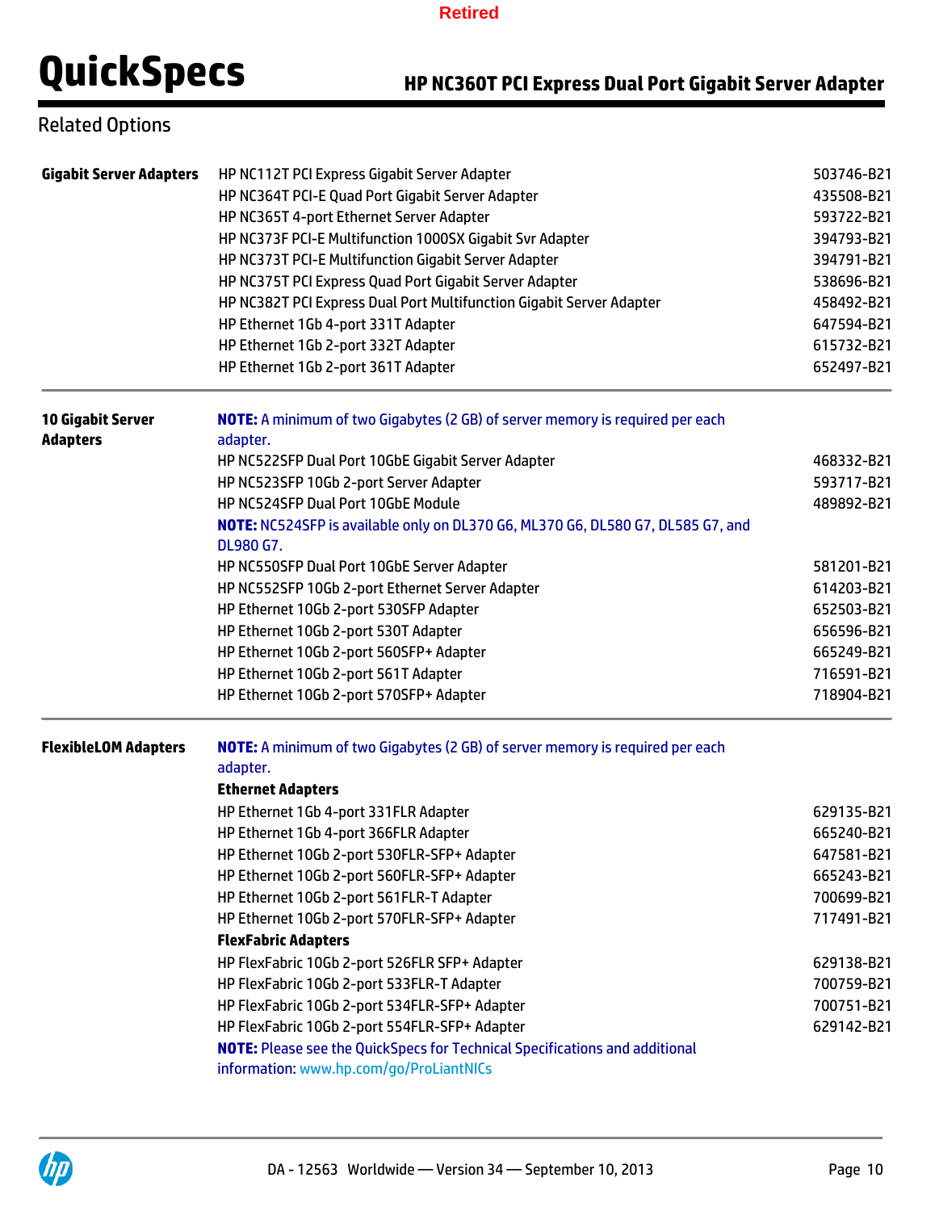## Related Options

| | | |
|---|---|---|
| **Gigabit Server Adapters** | HP NC112T PCI Express Gigabit Server Adapter | 503746-B21 |
| | HP NC364T PCI-E Quad Port Gigabit Server Adapter | 435508-B21 |
| | HP NC365T 4-port Ethernet Server Adapter | 593722-B21 |
| | HP NC373F PCI-E Multifunction 1000SX Gigabit Svr Adapter | 394793-B21 |
| | HP NC373T PCI-E Multifunction Gigabit Server Adapter | 394791-B21 |
| | HP NC375T PCI Express Quad Port Gigabit Server Adapter | 538696-B21 |
| | HP NC382T PCI Express Dual Port Multifunction Gigabit Server Adapter | 458492-B21 |
| | HP Ethernet 1Gb 4-port 331T Adapter | 647594-B21 |
| | HP Ethernet 1Gb 2-port 332T Adapter | 615732-B21 |
| | HP Ethernet 1Gb 2-port 361T Adapter | 652497-B21 |
| **10 Gigabit Server Adapters** | **NOTE:** A minimum of two Gigabytes (2 GB) of server memory is required per each adapter. | |
| | HP NC522SFP Dual Port 10GbE Gigabit Server Adapter | 468332-B21 |
| | HP NC523SFP 10Gb 2-port Server Adapter | 593717-B21 |
| | HP NC524SFP Dual Port 10GbE Module | 489892-B21 |
| | **NOTE:** NC524SFP is available only on DL370 G6, ML370 G6, DL580 G7, DL585 G7, and DL980 G7. | |
| | HP NC550SFP Dual Port 10GbE Server Adapter | 581201-B21 |
| | HP NC552SFP 10Gb 2-port Ethernet Server Adapter | 614203-B21 |
| | HP Ethernet 10Gb 2-port 530SFP Adapter | 652503-B21 |
| | HP Ethernet 10Gb 2-port 530T Adapter | 656596-B21 |
| | HP Ethernet 10Gb 2-port 560SFP+ Adapter | 665249-B21 |
| | HP Ethernet 10Gb 2-port 561T Adapter | 716591-B21 |
| | HP Ethernet 10Gb 2-port 570SFP+ Adapter | 718904-B21 |
| **FlexibleLOM Adapters** | **NOTE:** A minimum of two Gigabytes (2 GB) of server memory is required per each adapter. | |
| | **Ethernet Adapters** | |
| | HP Ethernet 1Gb 4-port 331FLR Adapter | 629135-B21 |
| | HP Ethernet 1Gb 4-port 366FLR Adapter | 665240-B21 |
| | HP Ethernet 10Gb 2-port 530FLR-SFP+ Adapter | 647581-B21 |
| | HP Ethernet 10Gb 2-port 560FLR-SFP+ Adapter | 665243-B21 |
| | HP Ethernet 10Gb 2-port 561FLR-T Adapter | 700699-B21 |
| | HP Ethernet 10Gb 2-port 570FLR-SFP+ Adapter | 717491-B21 |
| | **FlexFabric Adapters** | |
| | HP FlexFabric 10Gb 2-port 526FLR SFP+ Adapter | 629138-B21 |
| | HP FlexFabric 10Gb 2-port 533FLR-T Adapter | 700759-B21 |
| | HP FlexFabric 10Gb 2-port 534FLR-SFP+ Adapter | 700751-B21 |
| | HP FlexFabric 10Gb 2-port 554FLR-SFP+ Adapter | 629142-B21 |
| | **NOTE:** Please see the QuickSpecs for Technical Specifications and additional information: www.hp.com/go/ProLiantNICs | |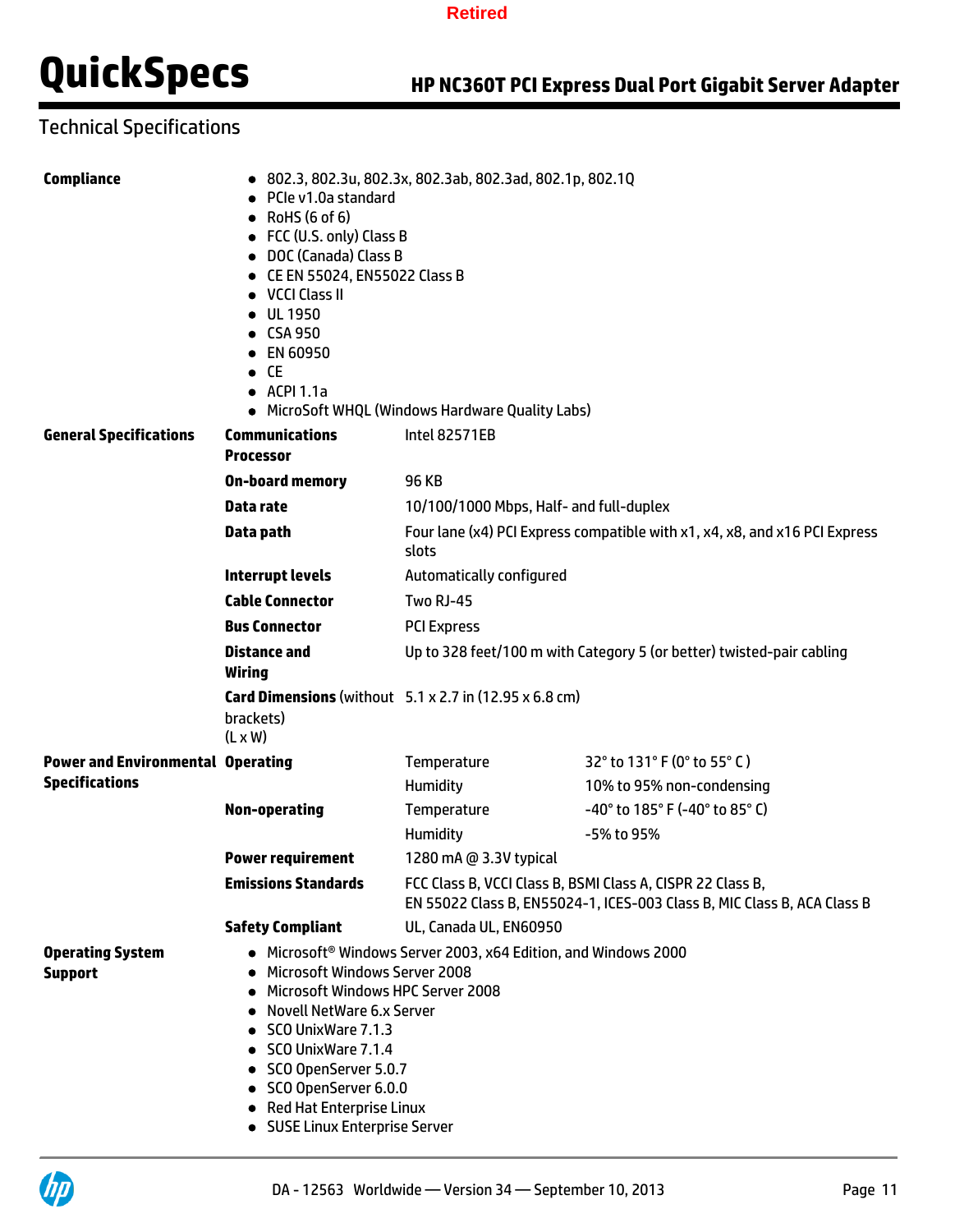## Technical Specifications

| | | | |
|---|---|---|---|
| **Compliance** | • 802.3, 802.3u, 802.3x, 802.3ab, 802.3ad, 802.1p, 802.1Q<br>• PCIe v1.0a standard<br>• RoHS (6 of 6)<br>• FCC (U.S. only) Class B<br>• DOC (Canada) Class B<br>• CE EN 55024, EN55022 Class B<br>• VCCI Class II<br>• UL 1950<br>• CSA 950<br>• EN 60950<br>• CE<br>• ACPI 1.1a<br>• MicroSoft WHQL (Windows Hardware Quality Labs) | | |
| **General Specifications** | **Communications Processor** | Intel 82571EB | |
| | **On-board memory** | 96 KB | |
| | **Data rate** | 10/100/1000 Mbps, Half- and full-duplex | |
| | **Data path** | Four lane (x4) PCI Express compatible with x1, x4, x8, and x16 PCI Express slots | |
| | **Interrupt levels** | Automatically configured | |
| | **Cable Connector** | Two RJ-45 | |
| | **Bus Connector** | PCI Express | |
| | **Distance and Wiring** | Up to 328 feet/100 m with Category 5 (or better) twisted-pair cabling | |
| | **Card Dimensions** (without brackets) (L x W) | 5.1 x 2.7 in (12.95 x 6.8 cm) | |
| **Power and Environmental Specifications** | **Operating** | Temperature | 32° to 131° F (0° to 55° C ) |
| | | Humidity | 10% to 95% non-condensing |
| | **Non-operating** | Temperature | -40° to 185° F (-40° to 85° C) |
| | | Humidity | -5% to 95% |
| | **Power requirement** | 1280 mA @ 3.3V typical | |
| | **Emissions Standards** | FCC Class B, VCCI Class B, BSMI Class A, CISPR 22 Class B, EN 55022 Class B, EN55024-1, ICES-003 Class B, MIC Class B, ACA Class B | |
| | **Safety Compliant** | UL, Canada UL, EN60950 | |
| **Operating System Support** | • Microsoft® Windows Server 2003, x64 Edition, and Windows 2000<br>• Microsoft Winsows Server 2008<br>• Microsoft Windows HPC Server 2008<br>• Novell NetWare 6.x Server<br>• SCO UnixWare 7.1.3<br>• SCO UnixWare 7.1.4<br>• SCO OpenServer 5.0.7<br>• SCO OpenServer 6.0.0<br>• Red Hat Enterprise Linux<br>• SUSE Linux Enterprise Server | | |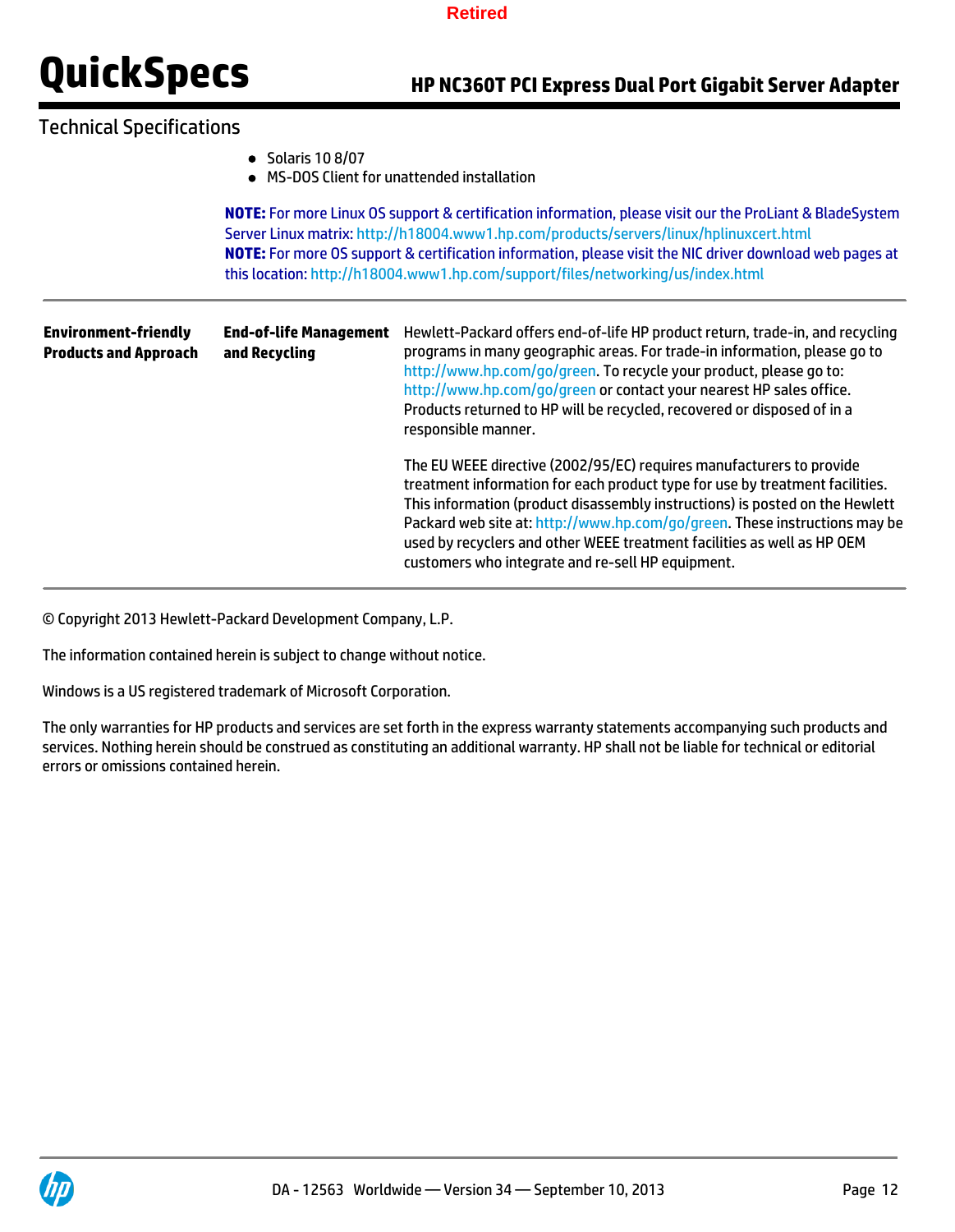## Technical Specifications

- Solaris 10 8/07
- MS-DOS Client for unattended installation

**NOTE:** For more Linux OS support & certification information, please visit our the ProLiant & BladeSystem Server Linux matrix: http://h18004.www1.hp.com/products/servers/linux/hplinuxcert.html
**NOTE:** For more OS support & certification information, please visit the NIC driver download web pages at this location: http://h18004.www1.hp.com/support/files/networking/us/index.html

| | | |
|---|---|---|
| **Environment-friendly Products and Approach** | **End-of-life Management and Recycling** | Hewlett-Packard offers end-of-life HP product return, trade-in, and recycling programs in many geographic areas. For trade-in information, please go to http://www.hp.com/go/green. To recycle your product, please go to: http://www.hp.com/go/green or contact your nearest HP sales office. Products returned to HP will be recycled, recovered or disposed of in a responsible manner.<br><br>The EU WEEE directive (2002/95/EC) requires manufacturers to provide treatment information for each product type for use by treatment facilities. This information (product disassembly instructions) is posted on the Hewlett Packard web site at: http://www.hp.com/go/green. These instructions may be used by recyclers and other WEEE treatment facilities as well as HP OEM customers who integrate and re-sell HP equipment. |

© Copyright 2013 Hewlett-Packard Development Company, L.P.

The information contained herein is subject to change without notice.

Windows is a US registered trademark of Microsoft Corporation.

The only warranties for HP products and services are set forth in the express warranty statements accompanying such products and services. Nothing herein should be construed as constituting an additional warranty. HP shall not be liable for technical or editorial errors or omissions contained herein.